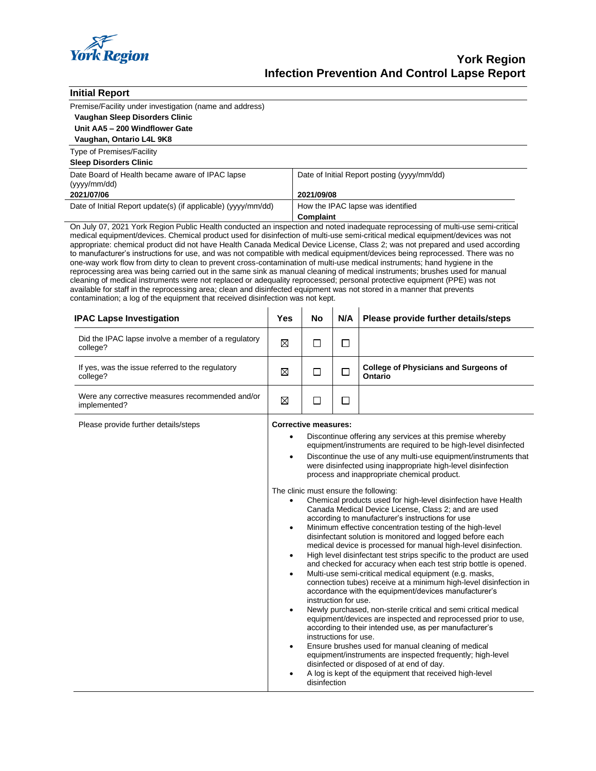# York Region
## Infection Prevention And Control Lapse Report

### Initial Report

Premise/Facility under investigation (name and address)

**Vaughan Sleep Disorders Clinic**
**Unit AA5 – 200 Windflower Gate**
**Vaughan, Ontario L4L 9K8**

Type of Premises/Facility

**Sleep Disorders Clinic**

| Date Board of Health became aware of IPAC lapse (yyyy/mm/dd) | Date of Initial Report posting (yyyy/mm/dd) |
|---|---|
| **2021/07/06** | **2021/09/08** |
| Date of Initial Report update(s) (if applicable) (yyyy/mm/dd) | How the IPAC lapse was identified |
| | **Complaint** |

On July 07, 2021 York Region Public Health conducted an inspection and noted inadequate reprocessing of multi-use semi-critical medical equipment/devices. Chemical product used for disinfection of multi-use semi-critical medical equipment/devices was not appropriate: chemical product did not have Health Canada Medical Device License, Class 2; was not prepared and used according to manufacturer's instructions for use, and was not compatible with medical equipment/devices being reprocessed. There was no one-way work flow from dirty to clean to prevent cross-contamination of multi-use medical instruments; hand hygiene in the reprocessing area was being carried out in the same sink as manual cleaning of medical instruments; brushes used for manual cleaning of medical instruments were not replaced or adequality reprocessed; personal protective equipment (PPE) was not available for staff in the reprocessing area; clean and disinfected equipment was not stored in a manner that prevents contamination; a log of the equipment that received disinfection was not kept.

| IPAC Lapse Investigation | Yes | No | N/A | Please provide further details/steps |
|---|---|---|---|---|
| Did the IPAC lapse involve a member of a regulatory college? | ☒ | ☐ | ☐ | |
| If yes, was the issue referred to the regulatory college? | ☒ | ☐ | ☐ | **College of Physicians and Surgeons of Ontario** |
| Were any corrective measures recommended and/or implemented? | ☒ | ☐ | ☐ | |

Please provide further details/steps

**Corrective measures:**

- Discontinue offering any services at this premise whereby equipment/instruments are required to be high-level disinfected
- Discontinue the use of any multi-use equipment/instruments that were disinfected using inappropriate high-level disinfection process and inappropriate chemical product.

The clinic must ensure the following:

- Chemical products used for high-level disinfection have Health Canada Medical Device License, Class 2; and are used according to manufacturer's instructions for use
- Minimum effective concentration testing of the high-level disinfectant solution is monitored and logged before each medical device is processed for manual high-level disinfection.
- High level disinfectant test strips specific to the product are used and checked for accuracy when each test strip bottle is opened.
- Multi-use semi-critical medical equipment (e.g. masks, connection tubes) receive at a minimum high-level disinfection in accordance with the equipment/devices manufacturer's instruction for use.
- Newly purchased, non-sterile critical and semi critical medical equipment/devices are inspected and reprocessed prior to use, according to their intended use, as per manufacturer's instructions for use.
- Ensure brushes used for manual cleaning of medical equipment/instruments are inspected frequently; high-level disinfected or disposed of at end of day.
- A log is kept of the equipment that received high-level disinfection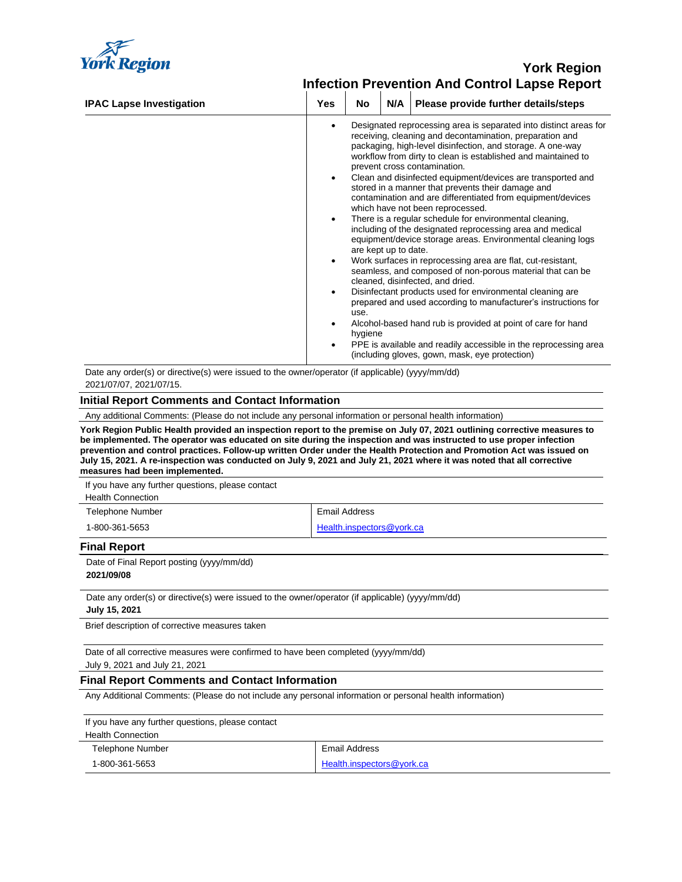# York Region
## Infection Prevention And Control Lapse Report

| IPAC Lapse Investigation | Yes | No | N/A | Please provide further details/steps |
|---|---|---|---|---|
| | | | | • Designated reprocessing area is separated into distinct areas for receiving, cleaning and decontamination, preparation and packaging, high-level disinfection, and storage. A one-way workflow from dirty to clean is established and maintained to prevent cross contamination.<br>• Clean and disinfected equipment/devices are transported and stored in a manner that prevents their damage and contamination and are differentiated from equipment/devices which have not been reprocessed.<br>• There is a regular schedule for environmental cleaning, including of the designated reprocessing area and medical equipment/device storage areas. Environmental cleaning logs are kept up to date.<br>• Work surfaces in reprocessing area are flat, cut-resistant, seamless, and composed of non-porous material that can be cleaned, disinfected, and dried.<br>• Disinfectant products used for environmental cleaning are prepared and used according to manufacturer's instructions for use.<br>• Alcohol-based hand rub is provided at point of care for hand hygiene<br>• PPE is available and readily accessible in the reprocessing area (including gloves, gown, mask, eye protection) |

Date any order(s) or directive(s) were issued to the owner/operator (if applicable) (yyyy/mm/dd)
2021/07/07, 2021/07/15.

### Initial Report Comments and Contact Information

Any additional Comments: (Please do not include any personal information or personal health information)

**York Region Public Health provided an inspection report to the premise on July 07, 2021 outlining corrective measures to be implemented. The operator was educated on site during the inspection and was instructed to use proper infection prevention and control practices. Follow-up written Order under the Health Protection and Promotion Act was issued on July 15, 2021. A re-inspection was conducted on July 9, 2021 and July 21, 2021 where it was noted that all corrective measures had been implemented.**

If you have any further questions, please contact
Health Connection

| Telephone Number | Email Address |
|---|---|
| 1-800-361-5653 | Health.inspectors@york.ca |

### Final Report

Date of Final Report posting (yyyy/mm/dd)
**2021/09/08**

Date any order(s) or directive(s) were issued to the owner/operator (if applicable) (yyyy/mm/dd)
**July 15, 2021**

Brief description of corrective measures taken

Date of all corrective measures were confirmed to have been completed (yyyy/mm/dd)
July 9, 2021 and July 21, 2021

### Final Report Comments and Contact Information

Any Additional Comments: (Please do not include any personal information or personal health information)

If you have any further questions, please contact
Health Connection

| Telephone Number | Email Address |
|---|---|
| 1-800-361-5653 | Health.inspectors@york.ca |